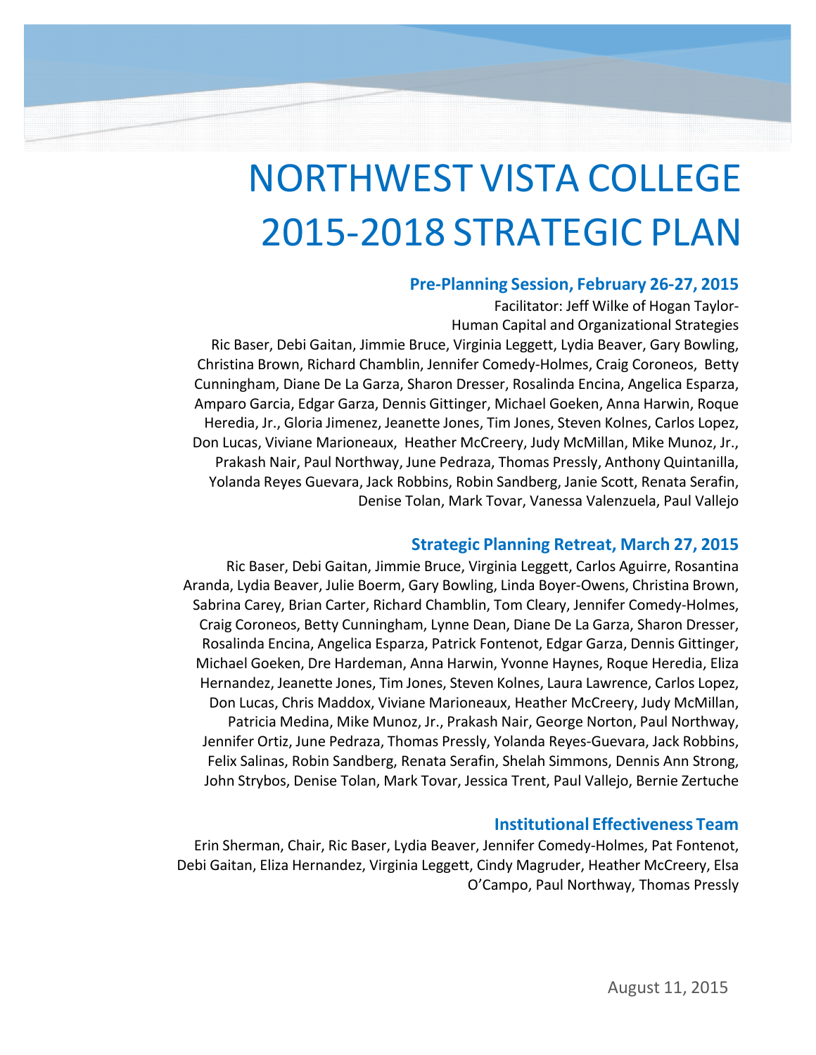# NORTHWEST VISTA COLLEGE 2015-2018 STRATEGIC PLAN

## Pre-Planning Session, February 26-27, 2015

Facilitator: Jeff Wilke of Hogan Taylor-
Human Capital and Organizational Strategies

Ric Baser, Debi Gaitan, Jimmie Bruce, Virginia Leggett, Lydia Beaver, Gary Bowling, Christina Brown, Richard Chamblin, Jennifer Comedy-Holmes, Craig Coroneos, Betty Cunningham, Diane De La Garza, Sharon Dresser, Rosalinda Encina, Angelica Esparza, Amparo Garcia, Edgar Garza, Dennis Gittinger, Michael Goeken, Anna Harwin, Roque Heredia, Jr., Gloria Jimenez, Jeanette Jones, Tim Jones, Steven Kolnes, Carlos Lopez, Don Lucas, Viviane Marioneaux, Heather McCreery, Judy McMillan, Mike Munoz, Jr., Prakash Nair, Paul Northway, June Pedraza, Thomas Pressly, Anthony Quintanilla, Yolanda Reyes Guevara, Jack Robbins, Robin Sandberg, Janie Scott, Renata Serafin, Denise Tolan, Mark Tovar, Vanessa Valenzuela, Paul Vallejo

## Strategic Planning Retreat, March 27, 2015

Ric Baser, Debi Gaitan, Jimmie Bruce, Virginia Leggett, Carlos Aguirre, Rosantina Aranda, Lydia Beaver, Julie Boerm, Gary Bowling, Linda Boyer-Owens, Christina Brown, Sabrina Carey, Brian Carter, Richard Chamblin, Tom Cleary, Jennifer Comedy-Holmes, Craig Coroneos, Betty Cunningham, Lynne Dean, Diane De La Garza, Sharon Dresser, Rosalinda Encina, Angelica Esparza, Patrick Fontenot, Edgar Garza, Dennis Gittinger, Michael Goeken, Dre Hardeman, Anna Harwin, Yvonne Haynes, Roque Heredia, Eliza Hernandez, Jeanette Jones, Tim Jones, Steven Kolnes, Laura Lawrence, Carlos Lopez, Don Lucas, Chris Maddox, Viviane Marioneaux, Heather McCreery, Judy McMillan, Patricia Medina, Mike Munoz, Jr., Prakash Nair, George Norton, Paul Northway, Jennifer Ortiz, June Pedraza, Thomas Pressly, Yolanda Reyes-Guevara, Jack Robbins, Felix Salinas, Robin Sandberg, Renata Serafin, Shelah Simmons, Dennis Ann Strong, John Strybos, Denise Tolan, Mark Tovar, Jessica Trent, Paul Vallejo, Bernie Zertuche

## Institutional Effectiveness Team

Erin Sherman, Chair, Ric Baser, Lydia Beaver, Jennifer Comedy-Holmes, Pat Fontenot, Debi Gaitan, Eliza Hernandez, Virginia Leggett, Cindy Magruder, Heather McCreery, Elsa O'Campo, Paul Northway, Thomas Pressly

August 11, 2015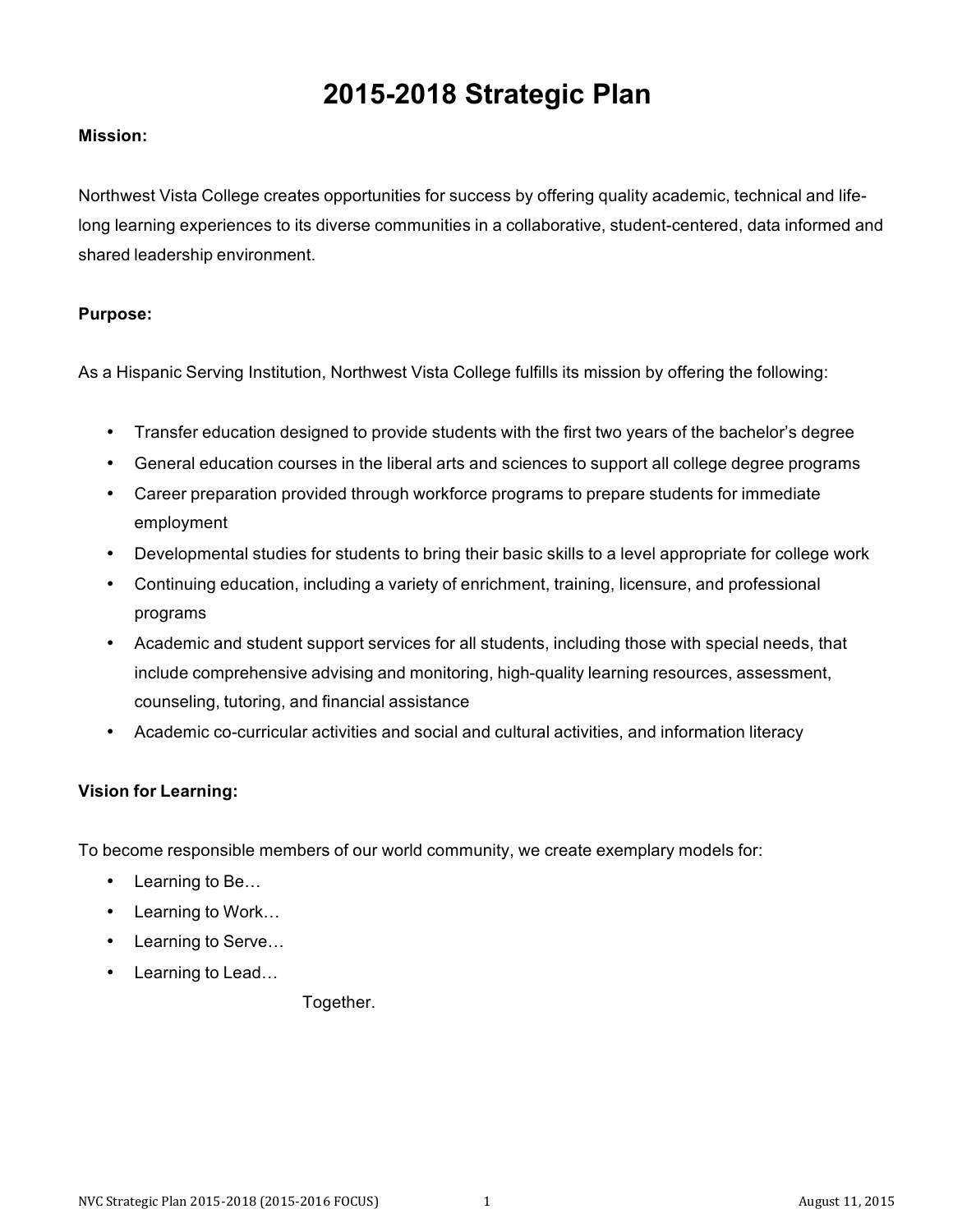# 2015-2018 Strategic Plan

**Mission:**

Northwest Vista College creates opportunities for success by offering quality academic, technical and life-long learning experiences to its diverse communities in a collaborative, student-centered, data informed and shared leadership environment.

**Purpose:**

As a Hispanic Serving Institution, Northwest Vista College fulfills its mission by offering the following:

- Transfer education designed to provide students with the first two years of the bachelor's degree
- General education courses in the liberal arts and sciences to support all college degree programs
- Career preparation provided through workforce programs to prepare students for immediate employment
- Developmental studies for students to bring their basic skills to a level appropriate for college work
- Continuing education, including a variety of enrichment, training, licensure, and professional programs
- Academic and student support services for all students, including those with special needs, that include comprehensive advising and monitoring, high-quality learning resources, assessment, counseling, tutoring, and financial assistance
- Academic co-curricular activities and social and cultural activities, and information literacy

**Vision for Learning:**

To become responsible members of our world community, we create exemplary models for:

- Learning to Be…
- Learning to Work…
- Learning to Serve…
- Learning to Lead…

Together.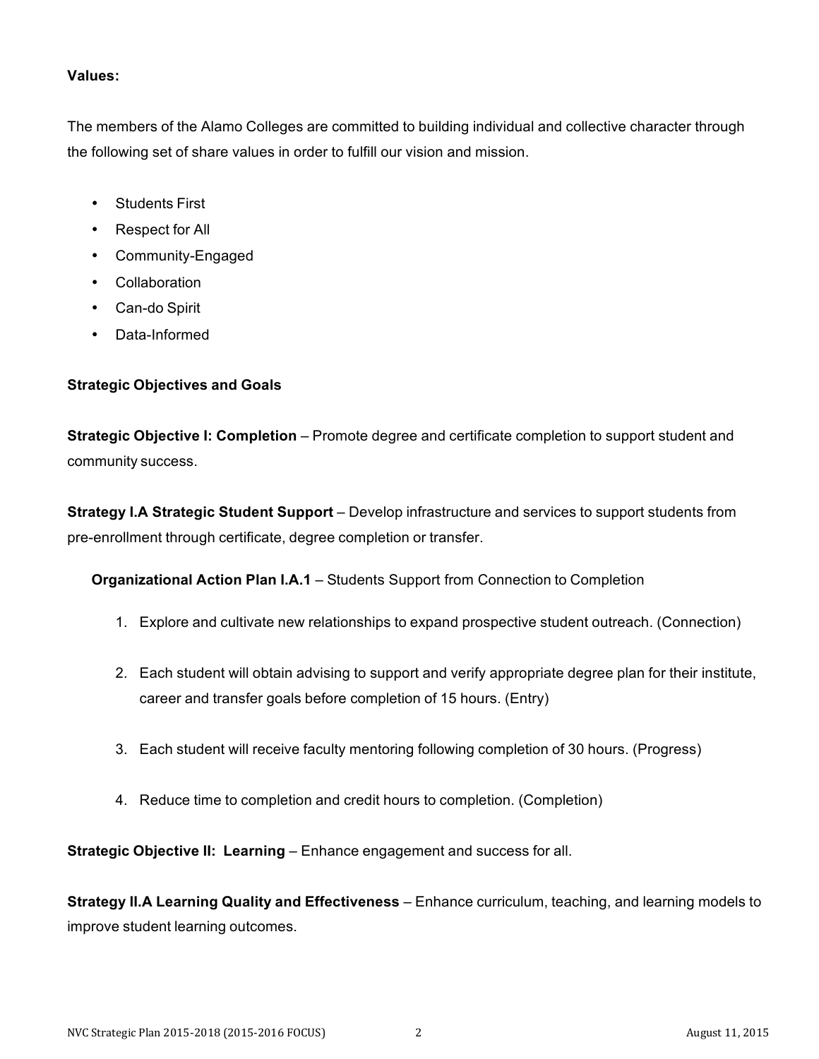**Values:**

The members of the Alamo Colleges are committed to building individual and collective character through the following set of share values in order to fulfill our vision and mission.

- Students First
- Respect for All
- Community-Engaged
- Collaboration
- Can-do Spirit
- Data-Informed

**Strategic Objectives and Goals**

**Strategic Objective I: Completion** – Promote degree and certificate completion to support student and community success.

**Strategy I.A Strategic Student Support** – Develop infrastructure and services to support students from pre-enrollment through certificate, degree completion or transfer.

**Organizational Action Plan I.A.1** – Students Support from Connection to Completion

1. Explore and cultivate new relationships to expand prospective student outreach. (Connection)
2. Each student will obtain advising to support and verify appropriate degree plan for their institute, career and transfer goals before completion of 15 hours. (Entry)
3. Each student will receive faculty mentoring following completion of 30 hours. (Progress)
4. Reduce time to completion and credit hours to completion. (Completion)

**Strategic Objective II: Learning** – Enhance engagement and success for all.

**Strategy II.A Learning Quality and Effectiveness** – Enhance curriculum, teaching, and learning models to improve student learning outcomes.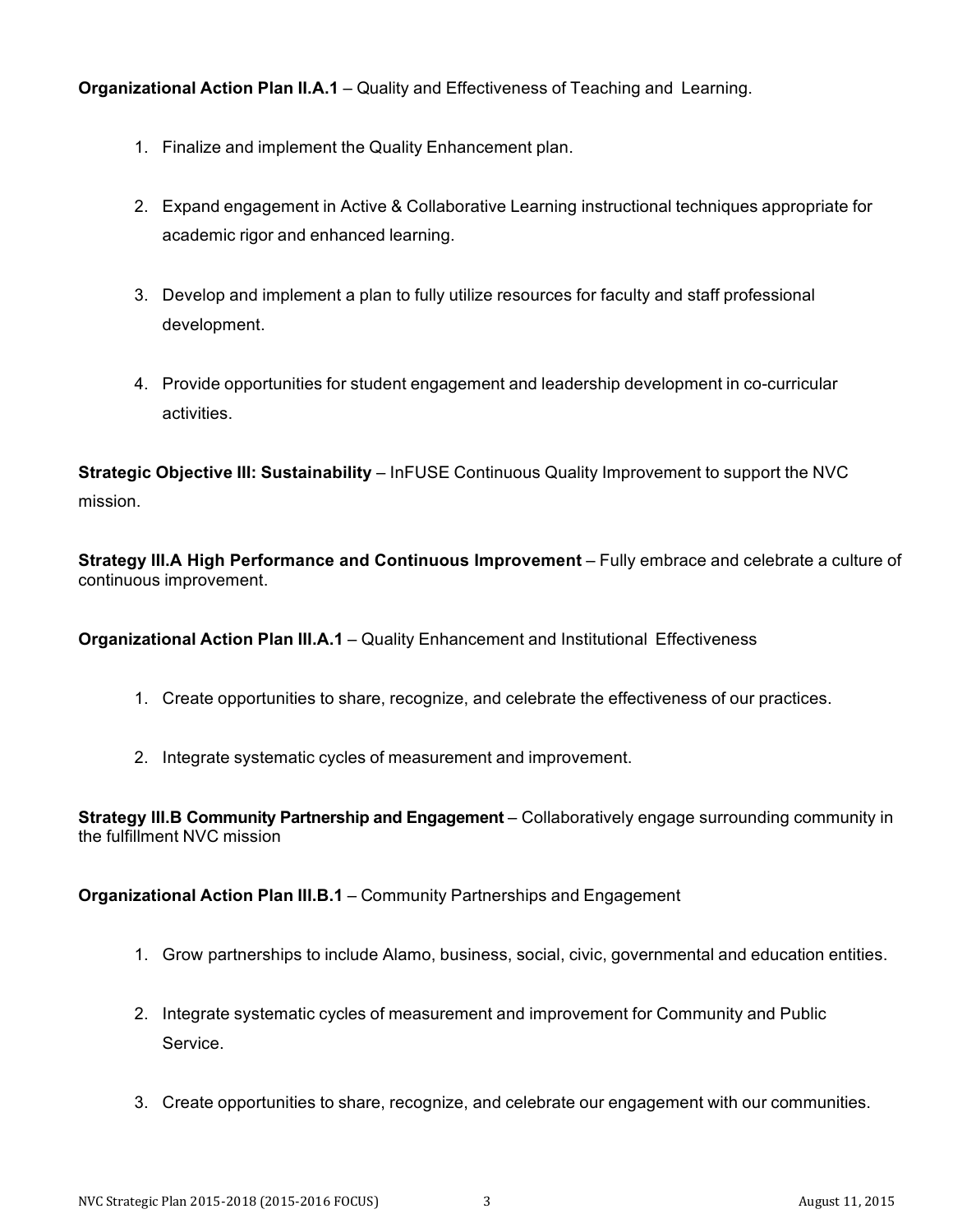**Organizational Action Plan II.A.1** – Quality and Effectiveness of Teaching and Learning.

1. Finalize and implement the Quality Enhancement plan.
2. Expand engagement in Active & Collaborative Learning instructional techniques appropriate for academic rigor and enhanced learning.
3. Develop and implement a plan to fully utilize resources for faculty and staff professional development.
4. Provide opportunities for student engagement and leadership development in co-curricular activities.

**Strategic Objective III: Sustainability** – InFUSE Continuous Quality Improvement to support the NVC mission.

**Strategy III.A High Performance and Continuous Improvement** – Fully embrace and celebrate a culture of continuous improvement.

**Organizational Action Plan III.A.1** – Quality Enhancement and Institutional Effectiveness

1. Create opportunities to share, recognize, and celebrate the effectiveness of our practices.
2. Integrate systematic cycles of measurement and improvement.

**Strategy III.B Community Partnership and Engagement** – Collaboratively engage surrounding community in the fulfillment NVC mission

**Organizational Action Plan III.B.1** – Community Partnerships and Engagement

1. Grow partnerships to include Alamo, business, social, civic, governmental and education entities.
2. Integrate systematic cycles of measurement and improvement for Community and Public Service.
3. Create opportunities to share, recognize, and celebrate our engagement with our communities.